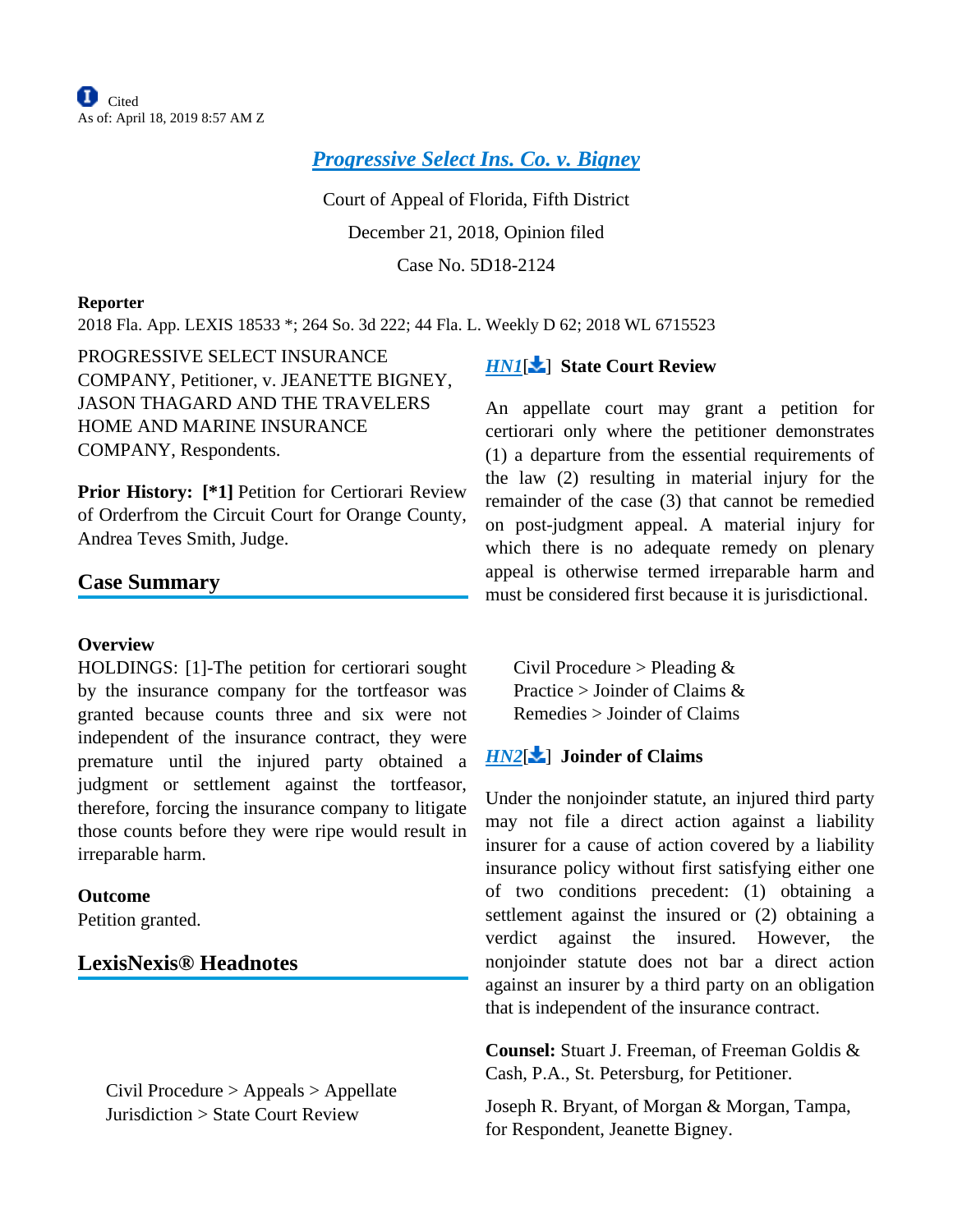Cited
As of: April 18, 2019 8:57 AM Z

# Progressive Select Ins. Co. v. Bigney

Court of Appeal of Florida, Fifth District

December 21, 2018, Opinion filed

Case No. 5D18-2124

**Reporter**

2018 Fla. App. LEXIS 18533 *; 264 So. 3d 222; 44 Fla. L. Weekly D 62; 2018 WL 6715523

PROGRESSIVE SELECT INSURANCE COMPANY, Petitioner, v. JEANETTE BIGNEY, JASON THAGARD AND THE TRAVELERS HOME AND MARINE INSURANCE COMPANY, Respondents.

**Prior History: [*1]** Petition for Certiorari Review of Orderfrom the Circuit Court for Orange County, Andrea Teves Smith, Judge.

## Case Summary

### Overview

HOLDINGS: [1]-The petition for certiorari sought by the insurance company for the tortfeasor was granted because counts three and six were not independent of the insurance contract, they were premature until the injured party obtained a judgment or settlement against the tortfeasor, therefore, forcing the insurance company to litigate those counts before they were ripe would result in irreparable harm.

### Outcome

Petition granted.

## LexisNexis® Headnotes

Civil Procedure > Appeals > Appellate Jurisdiction > State Court Review

*HN1*[] **State Court Review**

An appellate court may grant a petition for certiorari only where the petitioner demonstrates (1) a departure from the essential requirements of the law (2) resulting in material injury for the remainder of the case (3) that cannot be remedied on post-judgment appeal. A material injury for which there is no adequate remedy on plenary appeal is otherwise termed irreparable harm and must be considered first because it is jurisdictional.

Civil Procedure > Pleading & Practice > Joinder of Claims & Remedies > Joinder of Claims

*HN2*[] **Joinder of Claims**

Under the nonjoinder statute, an injured third party may not file a direct action against a liability insurer for a cause of action covered by a liability insurance policy without first satisfying either one of two conditions precedent: (1) obtaining a settlement against the insured or (2) obtaining a verdict against the insured. However, the nonjoinder statute does not bar a direct action against an insurer by a third party on an obligation that is independent of the insurance contract.

**Counsel:** Stuart J. Freeman, of Freeman Goldis & Cash, P.A., St. Petersburg, for Petitioner.

Joseph R. Bryant, of Morgan & Morgan, Tampa, for Respondent, Jeanette Bigney.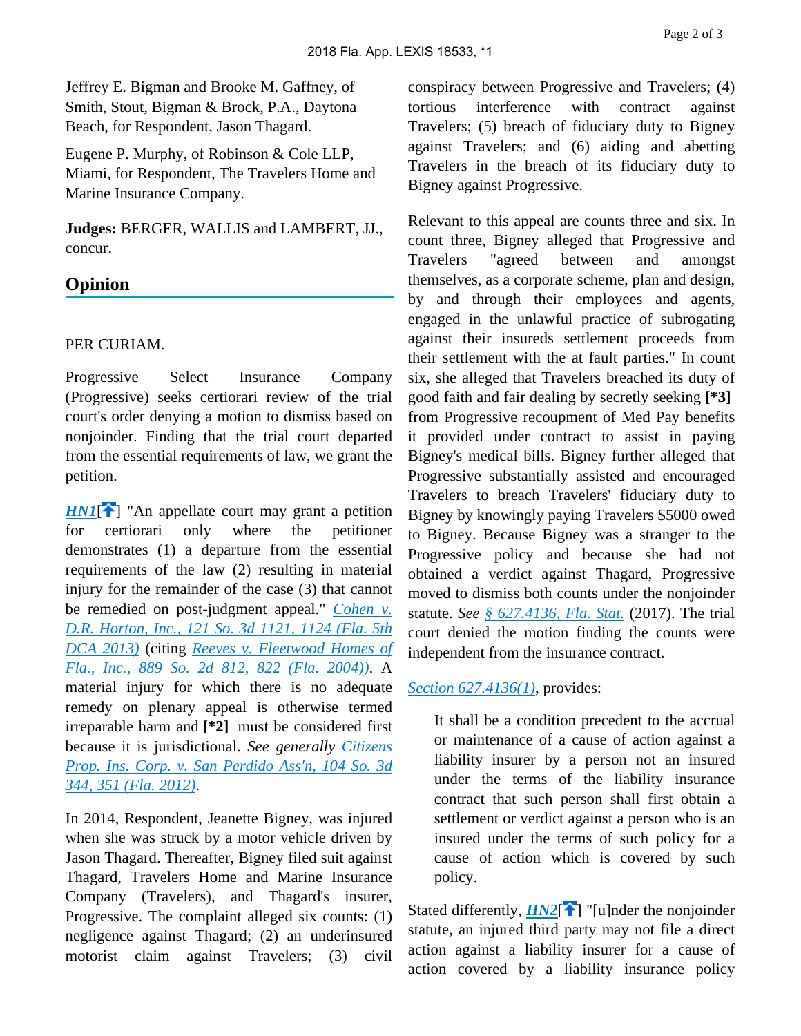Jeffrey E. Bigman and Brooke M. Gaffney, of Smith, Stout, Bigman & Brock, P.A., Daytona Beach, for Respondent, Jason Thagard.

Eugene P. Murphy, of Robinson & Cole LLP, Miami, for Respondent, The Travelers Home and Marine Insurance Company.

**Judges:** BERGER, WALLIS and LAMBERT, JJ., concur.

## Opinion

PER CURIAM.

Progressive Select Insurance Company (Progressive) seeks certiorari review of the trial court's order denying a motion to dismiss based on nonjoinder. Finding that the trial court departed from the essential requirements of law, we grant the petition.

*HN1*[] "An appellate court may grant a petition for certiorari only where the petitioner demonstrates (1) a departure from the essential requirements of the law (2) resulting in material injury for the remainder of the case (3) that cannot be remedied on post-judgment appeal." *Cohen v. D.R. Horton, Inc., 121 So. 3d 1121, 1124 (Fla. 5th DCA 2013)* (citing *Reeves v. Fleetwood Homes of Fla., Inc., 889 So. 2d 812, 822 (Fla. 2004))*. A material injury for which there is no adequate remedy on plenary appeal is otherwise termed irreparable harm and **[*2]** must be considered first because it is jurisdictional. *See generally Citizens Prop. Ins. Corp. v. San Perdido Ass'n, 104 So. 3d 344, 351 (Fla. 2012)*.

In 2014, Respondent, Jeanette Bigney, was injured when she was struck by a motor vehicle driven by Jason Thagard. Thereafter, Bigney filed suit against Thagard, Travelers Home and Marine Insurance Company (Travelers), and Thagard's insurer, Progressive. The complaint alleged six counts: (1) negligence against Thagard; (2) an underinsured motorist claim against Travelers; (3) civil conspiracy between Progressive and Travelers; (4) tortious interference with contract against Travelers; (5) breach of fiduciary duty to Bigney against Travelers; and (6) aiding and abetting Travelers in the breach of its fiduciary duty to Bigney against Progressive.

Relevant to this appeal are counts three and six. In count three, Bigney alleged that Progressive and Travelers "agreed between and amongst themselves, as a corporate scheme, plan and design, by and through their employees and agents, engaged in the unlawful practice of subrogating against their insureds settlement proceeds from their settlement with the at fault parties." In count six, she alleged that Travelers breached its duty of good faith and fair dealing by secretly seeking **[*3]** from Progressive recoupment of Med Pay benefits it provided under contract to assist in paying Bigney's medical bills. Bigney further alleged that Progressive substantially assisted and encouraged Travelers to breach Travelers' fiduciary duty to Bigney by knowingly paying Travelers $5000 owed to Bigney. Because Bigney was a stranger to the Progressive policy and because she had not obtained a verdict against Thagard, Progressive moved to dismiss both counts under the nonjoinder statute. *See § 627.4136, Fla. Stat.* (2017). The trial court denied the motion finding the counts were independent from the insurance contract.

*Section 627.4136(1)*, provides:

> It shall be a condition precedent to the accrual or maintenance of a cause of action against a liability insurer by a person not an insured under the terms of the liability insurance contract that such person shall first obtain a settlement or verdict against a person who is an insured under the terms of such policy for a cause of action which is covered by such policy.

Stated differently, *HN2*[] "[u]nder the nonjoinder statute, an injured third party may not file a direct action against a liability insurer for a cause of action covered by a liability insurance policy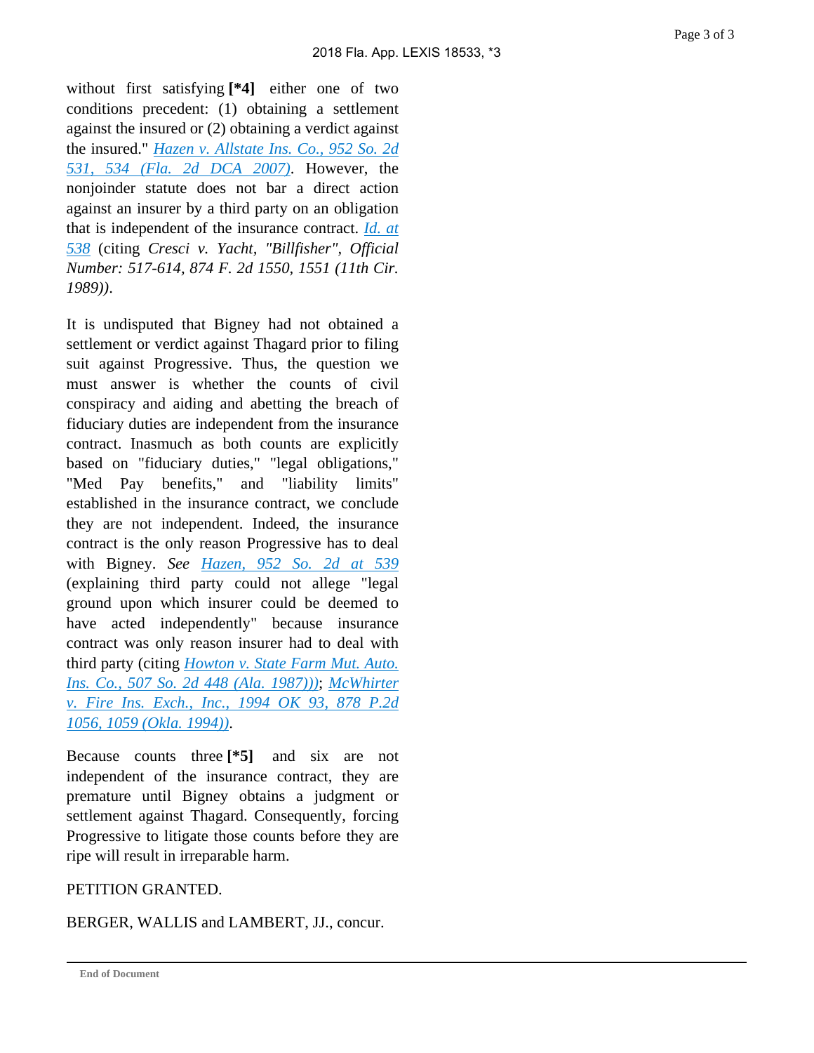without first satisfying **[\*4]** either one of two conditions precedent: (1) obtaining a settlement against the insured or (2) obtaining a verdict against the insured." *Hazen v. Allstate Ins. Co., 952 So. 2d 531, 534 (Fla. 2d DCA 2007)*. However, the nonjoinder statute does not bar a direct action against an insurer by a third party on an obligation that is independent of the insurance contract. *Id. at 538* (citing *Cresci v. Yacht, "Billfisher", Official Number: 517-614, 874 F. 2d 1550, 1551 (11th Cir. 1989))*.

It is undisputed that Bigney had not obtained a settlement or verdict against Thagard prior to filing suit against Progressive. Thus, the question we must answer is whether the counts of civil conspiracy and aiding and abetting the breach of fiduciary duties are independent from the insurance contract. Inasmuch as both counts are explicitly based on "fiduciary duties," "legal obligations," "Med Pay benefits," and "liability limits" established in the insurance contract, we conclude they are not independent. Indeed, the insurance contract is the only reason Progressive has to deal with Bigney. *See Hazen, 952 So. 2d at 539* (explaining third party could not allege "legal ground upon which insurer could be deemed to have acted independently" because insurance contract was only reason insurer had to deal with third party (citing *Howton v. State Farm Mut. Auto. Ins. Co., 507 So. 2d 448 (Ala. 1987)))*; *McWhirter v. Fire Ins. Exch., Inc., 1994 OK 93, 878 P.2d 1056, 1059 (Okla. 1994))*.

Because counts three **[\*5]** and six are not independent of the insurance contract, they are premature until Bigney obtains a judgment or settlement against Thagard. Consequently, forcing Progressive to litigate those counts before they are ripe will result in irreparable harm.

PETITION GRANTED.

BERGER, WALLIS and LAMBERT, JJ., concur.

End of Document